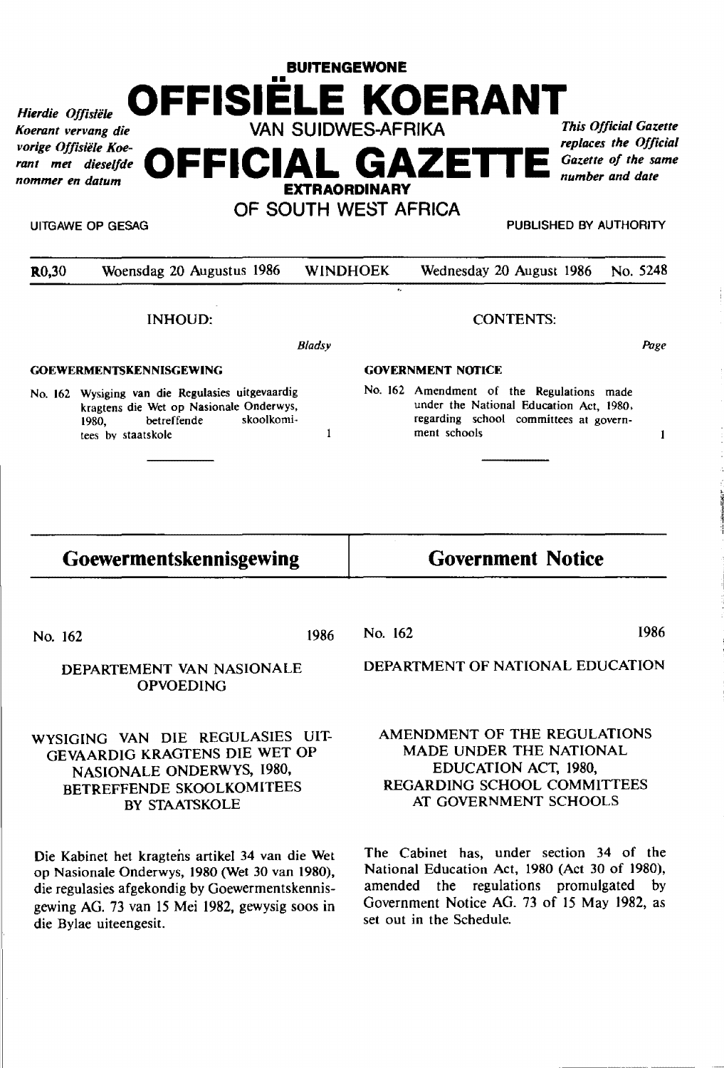**BUITENGEWONE**

# OFFISIËLE KOERANT

**VAN SUIDWES-AFRIKA**

# OFFICIAL GAZETTE

**EXTRAORDINARY**

**OF SOUTH WEST AFRICA**

*Hierdie Offisiële Koerant vervang die vorige Offisiële Koerant met dieselfde nommer en datum*

*This Official Gazette replaces the Official Gazette of the same number and date*

UITGAWE OP GESAG

PUBLISHED BY AUTHORITY

R0,30 Woensdag 20 Augustus 1986 WINDHOEK Wednesday 20 August 1986 No. 5248

INHOUD:

| | Bladsy |
|---|---|
| **GOEWERMENTSKENNISGEWING** | |
| No. 162 Wysiging van die Regulasies uitgevaardig kragtens die Wet op Nasionale Onderwys, 1980, betreffende skoolkomitees by staatskole | 1 |

CONTENTS:

| | Page |
|---|---|
| **GOVERNMENT NOTICE** | |
| No. 162 Amendment of the Regulations made under the National Education Act, 1980, regarding school committees at government schools | 1 |

## Goewermentskennisgewing

No. 162 1986

DEPARTEMENT VAN NASIONALE OPVOEDING

WYSIGING VAN DIE REGULASIES UITGEVAARDIG KRAGTENS DIE WET OP NASIONALE ONDERWYS, 1980, BETREFFENDE SKOOLKOMITEES BY STAATSKOLE

Die Kabinet het kragtens artikel 34 van die Wet op Nasionale Onderwys, 1980 (Wet 30 van 1980), die regulasies afgekondig by Goewermentskennisgewing AG. 73 van 15 Mei 1982, gewysig soos in die Bylae uiteengesit.

## Government Notice

No. 162 1986

DEPARTMENT OF NATIONAL EDUCATION

AMENDMENT OF THE REGULATIONS MADE UNDER THE NATIONAL EDUCATION ACT, 1980, REGARDING SCHOOL COMMITTEES AT GOVERNMENT SCHOOLS

The Cabinet has, under section 34 of the National Education Act, 1980 (Act 30 of 1980), amended the regulations promulgated by Government Notice AG. 73 of 15 May 1982, as set out in the Schedule.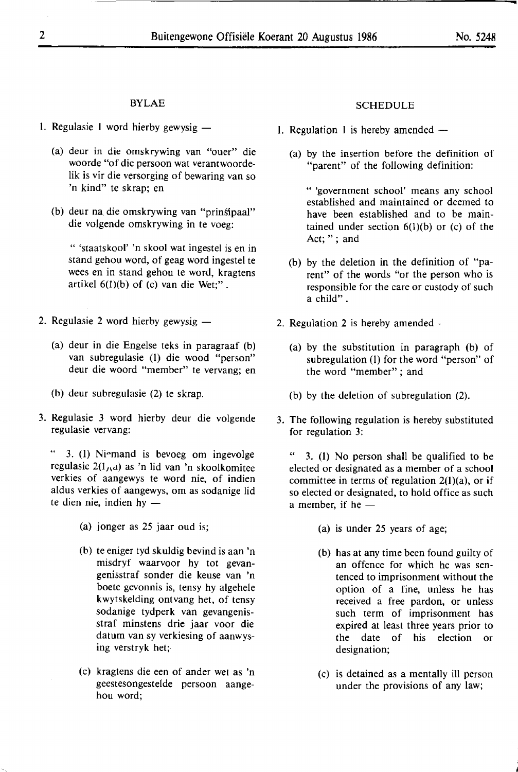## BYLAE

1. Regulasie 1 word hierby gewysig —

   (a) deur in die omskrywing van "ouer" die woorde "of die persoon wat verantwoordelik is vir die versorging of bewaring van so 'n kind" te skrap; en

   (b) deur na die omskrywing van "prinsipaal" die volgende omskrywing in te voeg:

   " 'staatskool' 'n skool wat ingestel is en in stand gehou word, of geag word ingestel te wees en in stand gehou te word, kragtens artikel 6(1)(b) of (c) van die Wet;" .

2. Regulasie 2 word hierby gewysig —

   (a) deur in die Engelse teks in paragraaf (b) van subregulasie (1) die wood "person" deur die woord "member" te vervang; en

   (b) deur subregulasie (2) te skrap.

3. Regulasie 3 word hierby deur die volgende regulasie vervang:

   " 3. (1) Niemand is bevoeg om ingevolge regulasie 2(1)(a) as 'n lid van 'n skoolkomitee verkies of aangewys te word nie, of indien aldus verkies of aangewys, om as sodanige lid te dien nie, indien hy —

   (a) jonger as 25 jaar oud is;

   (b) te eniger tyd skuldig bevind is aan 'n misdryf waarvoor hy tot gevangenisstraf sonder die keuse van 'n boete gevonnis is, tensy hy algehele kwytskelding ontvang het, of tensy sodanige tydperk van gevangenisstraf minstens drie jaar voor die datum van sy verkiesing of aanwysing verstryk het;

   (c) kragtens die een of ander wet as 'n geestesongestelde persoon aangehou word;

## SCHEDULE

1. Regulation 1 is hereby amended —

   (a) by the insertion before the definition of "parent" of the following definition:

   " 'government school' means any school established and maintained or deemed to have been established and to be maintained under section 6(1)(b) or (c) of the Act; " ; and

   (b) by the deletion in the definition of "parent" of the words "or the person who is responsible for the care or custody of such a child" .

2. Regulation 2 is hereby amended -

   (a) by the substitution in paragraph (b) of subregulation (1) for the word "person" of the word "member" ; and

   (b) by the deletion of subregulation (2).

3. The following regulation is hereby substituted for regulation 3:

   " 3. (1) No person shall be qualified to be elected or designated as a member of a school committee in terms of regulation 2(1)(a), or if so elected or designated, to hold office as such a member, if he —

   (a) is under 25 years of age;

   (b) has at any time been found guilty of an offence for which he was sentenced to imprisonment without the option of a fine, unless he has received a free pardon, or unless such term of imprisonment has expired at least three years prior to the date of his election or designation;

   (c) is detained as a mentally ill person under the provisions of any law;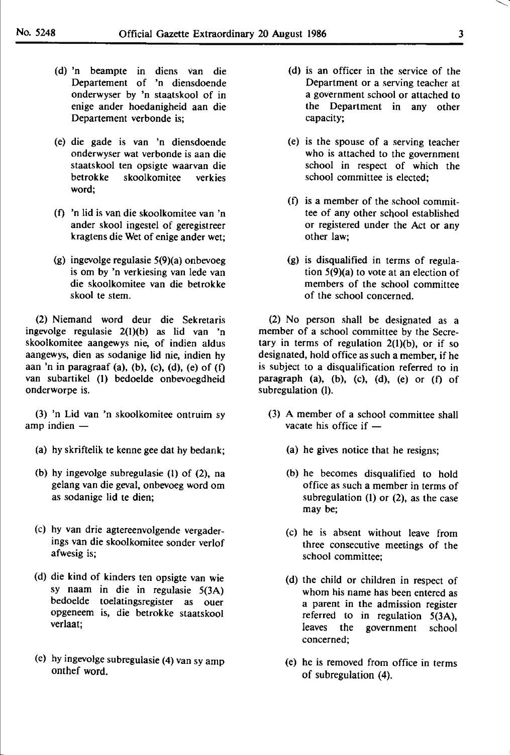(d) 'n beampte in diens van die Departement of 'n diensdoende onderwyser by 'n staatskool of in enige ander hoedanigheid aan die Departement verbonde is;

(e) die gade is van 'n diensdoende onderwyser wat verbonde is aan die staatskool ten opsigte waarvan die betrokke skoolkomitee verkies word;

(f) 'n lid is van die skoolkomitee van 'n ander skool ingestel of geregistreer kragtens die Wet of enige ander wet;

(g) ingevolge regulasie 5(9)(a) onbevoeg is om by 'n verkiesing van lede van die skoolkomitee van die betrokke skool te stem.

(2) Niemand word deur die Sekretaris ingevolge regulasie 2(1)(b) as lid van 'n skoolkomitee aangewys nie, of indien aldus aangewys, dien as sodanige lid nie, indien hy aan 'n in paragraaf (a), (b), (c), (d), (e) of (f) van subartikel (1) bedoelde onbevoegdheid onderworpe is.

(3) 'n Lid van 'n skoolkomitee ontruim sy amp indien —

(a) hy skriftelik te kenne gee dat hy bedank;

(b) hy ingevolge subregulasie (1) of (2), na gelang van die geval, onbevoeg word om as sodanige lid te dien;

(c) hy van drie agtereenvolgende vergaderings van die skoolkomitee sonder verlof afwesig is;

(d) die kind of kinders ten opsigte van wie sy naam in die in regulasie 5(3A) bedoelde toelatingsregister as ouer opgeneem is, die betrokke staatskool verlaat;

(e) hy ingevolge subregulasie (4) van sy amp onthef word.

(d) is an officer in the service of the Department or a serving teacher at a government school or attached to the Department in any other capacity;

(e) is the spouse of a serving teacher who is attached to the government school in respect of which the school committee is elected;

(f) is a member of the school committee of any other school established or registered under the Act or any other law;

(g) is disqualified in terms of regulation 5(9)(a) to vote at an election of members of the school committee of the school concerned.

(2) No person shall be designated as a member of a school committee by the Secretary in terms of regulation 2(1)(b), or if so designated, hold office as such a member, if he is subject to a disqualification referred to in paragraph (a), (b), (c), (d), (e) or (f) of subregulation (1).

(3) A member of a school committee shall vacate his office if —

(a) he gives notice that he resigns;

(b) he becomes disqualified to hold office as such a member in terms of subregulation (1) or (2), as the case may be;

(c) he is absent without leave from three consecutive meetings of the school committee;

(d) the child or children in respect of whom his name has been entered as a parent in the admission register referred to in regulation 5(3A), leaves the government school concerned;

(e) he is removed from office in terms of subregulation (4).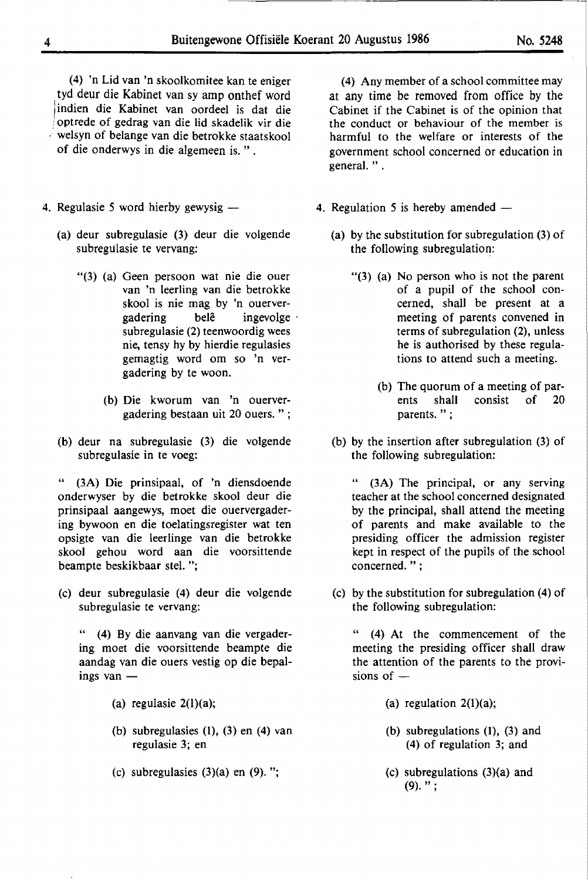(4) 'n Lid van 'n skoolkomitee kan te eniger tyd deur die Kabinet van sy amp onthef word indien die Kabinet van oordeel is dat die optrede of gedrag van die lid skadelik vir die welsyn of belange van die betrokke staatskool of die onderwys in die algemeen is. ".

4. Regulasie 5 word hierby gewysig —

(a) deur subregulasie (3) deur die volgende subregulasie te vervang:

"(3) (a) Geen persoon wat nie die ouer van 'n leerling van die betrokke skool is nie mag by 'n ouervergadering belê ingevolge subregulasie (2) teenwoordig wees nie, tensy hy by hierdie regulasies gemagtig word om so 'n vergadering by te woon.

(b) Die kworum van 'n ouervergadering bestaan uit 20 ouers. " ;

(b) deur na subregulasie (3) die volgende subregulasie in te voeg:

" (3A) Die prinsipaal, of 'n diensdoende onderwyser by die betrokke skool deur die prinsipaal aangewys, moet die ouervergadering bywoon en die toelatingsregister wat ten opsigte van die leerlinge van die betrokke skool gehou word aan die voorsittende beampte beskikbaar stel. ";

(c) deur subregulasie (4) deur die volgende subregulasie te vervang:

" (4) By die aanvang van die vergadering moet die voorsittende beampte die aandag van die ouers vestig op die bepalings van —

(a) regulasie 2(1)(a);

(b) subregulasies (1), (3) en (4) van regulasie 3; en

(c) subregulasies (3)(a) en (9). ";

(4) Any member of a school committee may at any time be removed from office by the Cabinet if the Cabinet is of the opinion that the conduct or behaviour of the member is harmful to the welfare or interests of the government school concerned or education in general. ".

4. Regulation 5 is hereby amended —

(a) by the substitution for subregulation (3) of the following subregulation:

"(3) (a) No person who is not the parent of a pupil of the school concerned, shall be present at a meeting of parents convened in terms of subregulation (2), unless he is authorised by these regulations to attend such a meeting.

(b) The quorum of a meeting of parents shall consist of 20 parents. " ;

(b) by the insertion after subregulation (3) of the following subregulation:

" (3A) The principal, or any serving teacher at the school concerned designated by the principal, shall attend the meeting of parents and make available to the presiding officer the admission register kept in respect of the pupils of the school concerned. " ;

(c) by the substitution for subregulation (4) of the following subregulation:

" (4) At the commencement of the meeting the presiding officer shall draw the attention of the parents to the provisions of —

(a) regulation 2(1)(a);

(b) subregulations (1), (3) and (4) of regulation 3; and

(c) subregulations (3)(a) and (9). " ;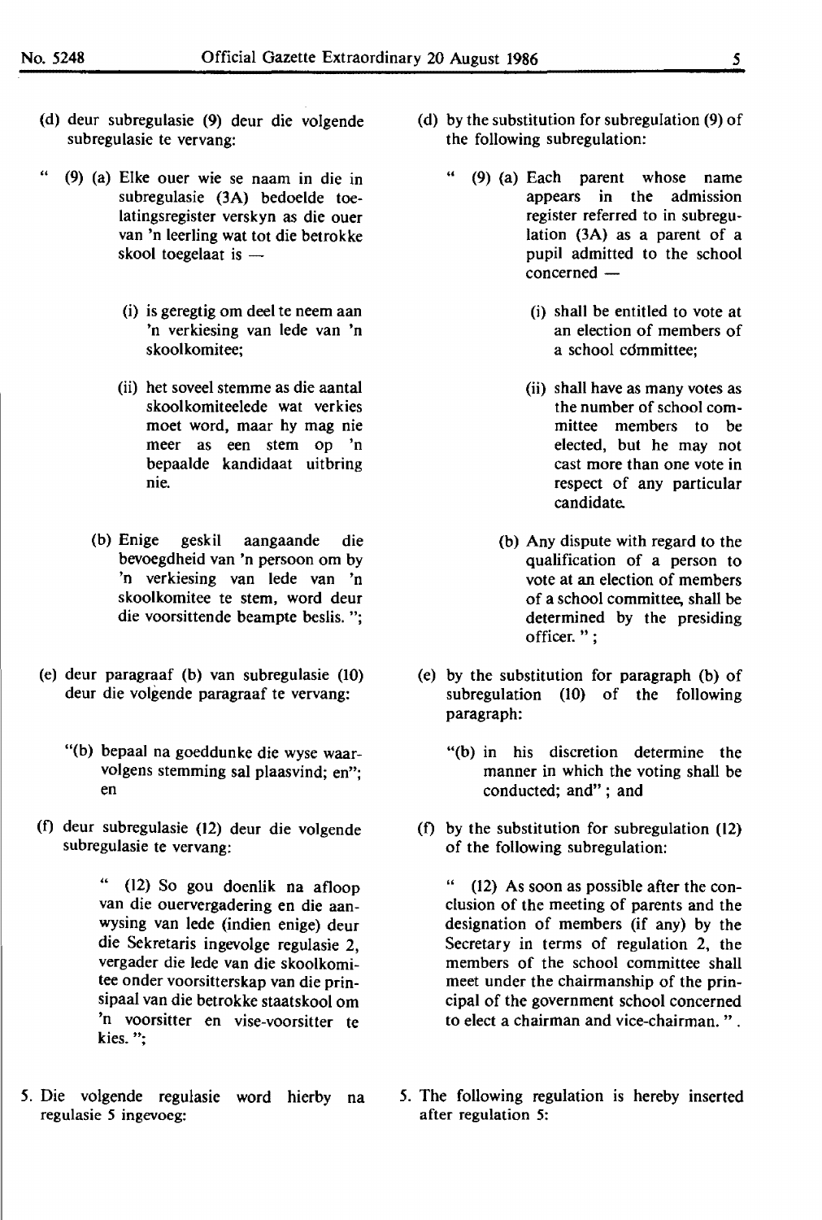(d) deur subregulasie (9) deur die volgende subregulasie te vervang:

" (9) (a) Elke ouer wie se naam in die in subregulasie (3A) bedoelde toelatingsregister verskyn as die ouer van 'n leerling wat tot die betrokke skool toegelaat is —

(i) is geregtig om deel te neem aan 'n verkiesing van lede van 'n skoolkomitee;

(ii) het soveel stemme as die aantal skoolkomiteelede wat verkies moet word, maar hy mag nie meer as een stem op 'n bepaalde kandidaat uitbring nie.

(b) Enige geskil aangaande die bevoegdheid van 'n persoon om by 'n verkiesing van lede van 'n skoolkomitee te stem, word deur die voorsittende beampte beslis. ";

(e) deur paragraaf (b) van subregulasie (10) deur die volgende paragraaf te vervang:

"(b) bepaal na goeddunke die wyse waarvolgens stemming sal plaasvind; en"; en

(f) deur subregulasie (12) deur die volgende subregulasie te vervang:

" (12) So gou doenlik na afloop van die ouervergadering en die aanwysing van lede (indien enige) deur die Sekretaris ingevolge regulasie 2, vergader die lede van die skoolkomitee onder voorsitterskap van die prinsipaal van die betrokke staatskool om 'n voorsitter en vise-voorsitter te kies. ";

5. Die volgende regulasie word hierby na regulasie 5 ingevoeg:

(d) by the substitution for subregulation (9) of the following subregulation:

" (9) (a) Each parent whose name appears in the admission register referred to in subregulation (3A) as a parent of a pupil admitted to the school concerned —

(i) shall be entitled to vote at an election of members of a school committee;

(ii) shall have as many votes as the number of school committee members to be elected, but he may not cast more than one vote in respect of any particular candidate.

(b) Any dispute with regard to the qualification of a person to vote at an election of members of a school committee, shall be determined by the presiding officer. " ;

(e) by the substitution for paragraph (b) of subregulation (10) of the following paragraph:

"(b) in his discretion determine the manner in which the voting shall be conducted; and" ; and

(f) by the substitution for subregulation (12) of the following subregulation:

" (12) As soon as possible after the conclusion of the meeting of parents and the designation of members (if any) by the Secretary in terms of regulation 2, the members of the school committee shall meet under the chairmanship of the principal of the government school concerned to elect a chairman and vice-chairman. " .

5. The following regulation is hereby inserted after regulation 5: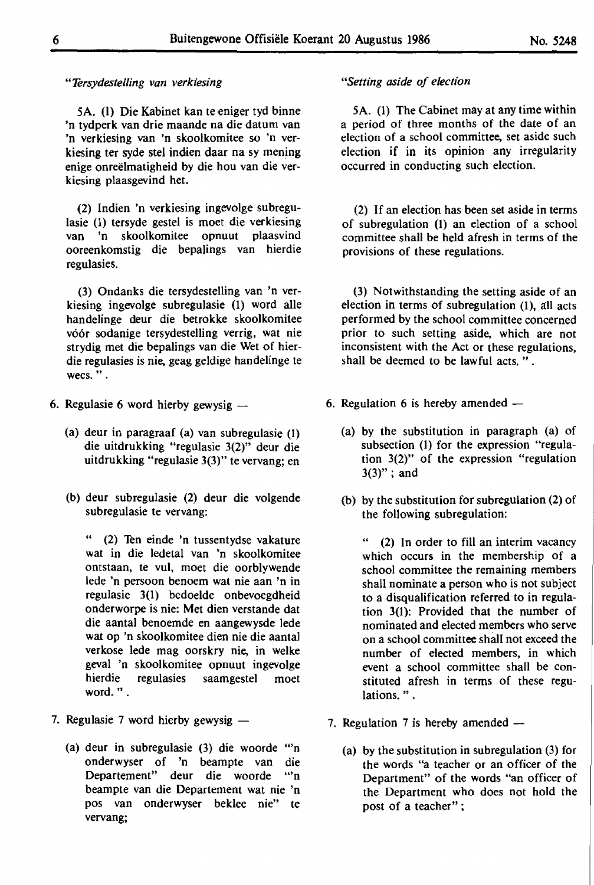*"Tersydestelling van verkiesing*

5A. (1) Die Kabinet kan te eniger tyd binne 'n tydperk van drie maande na die datum van 'n verkiesing van 'n skoolkomitee so 'n verkiesing ter syde stel indien daar na sy mening enige onreëlmatigheid by die hou van die verkiesing plaasgevind het.

(2) Indien 'n verkiesing ingevolge subregulasie (1) tersyde gestel is moet die verkiesing van 'n skoolkomitee opnuut plaasvind ooreenkomstig die bepalings van hierdie regulasies.

(3) Ondanks die tersydestelling van 'n verkiesing ingevolge subregulasie (1) word alle handelinge deur die betrokke skoolkomitee vóór sodanige tersydestelling verrig, wat nie strydig met die bepalings van die Wet of hierdie regulasies is nie, geag geldige handelinge te wees. ".

6. Regulasie 6 word hierby gewysig —

(a) deur in paragraaf (a) van subregulasie (1) die uitdrukking "regulasie 3(2)" deur die uitdrukking "regulasie 3(3)" te vervang; en

(b) deur subregulasie (2) deur die volgende subregulasie te vervang:

" (2) Ten einde 'n tussentydse vakature wat in die ledetal van 'n skoolkomitee ontstaan, te vul, moet die oorblywende lede 'n persoon benoem wat nie aan 'n in regulasie 3(1) bedoelde onbevoegdheid onderworpe is nie: Met dien verstande dat die aantal benoemde en aangewysde lede wat op 'n skoolkomitee dien nie die aantal verkose lede mag oorskry nie, in welke geval 'n skoolkomitee opnuut ingevolge hierdie regulasies saamgestel moet word. ".

7. Regulasie 7 word hierby gewysig —

(a) deur in subregulasie (3) die woorde "'n onderwyser of 'n beampte van die Departement" deur die woorde "'n beampte van die Departement wat nie 'n pos van onderwyser beklee nie" te vervang;

*"Setting aside of election*

5A. (1) The Cabinet may at any time within a period of three months of the date of an election of a school committee, set aside such election if in its opinion any irregularity occurred in conducting such election.

(2) If an election has been set aside in terms of subregulation (1) an election of a school committee shall be held afresh in terms of the provisions of these regulations.

(3) Notwithstanding the setting aside of an election in terms of subregulation (1), all acts performed by the school committee concerned prior to such setting aside, which are not inconsistent with the Act or these regulations, shall be deemed to be lawful acts. ".

6. Regulation 6 is hereby amended —

(a) by the substitution in paragraph (a) of subsection (1) for the expression "regulation 3(2)" of the expression "regulation 3(3)" ; and

(b) by the substitution for subregulation (2) of the following subregulation:

" (2) In order to fill an interim vacancy which occurs in the membership of a school committee the remaining members shall nominate a person who is not subject to a disqualification referred to in regulation 3(1): Provided that the number of nominated and elected members who serve on a school committee shall not exceed the number of elected members, in which event a school committee shall be constituted afresh in terms of these regulations. ".

7. Regulation 7 is hereby amended —

(a) by the substitution in subregulation (3) for the words "a teacher or an officer of the Department" of the words "an officer of the Department who does not hold the post of a teacher" ;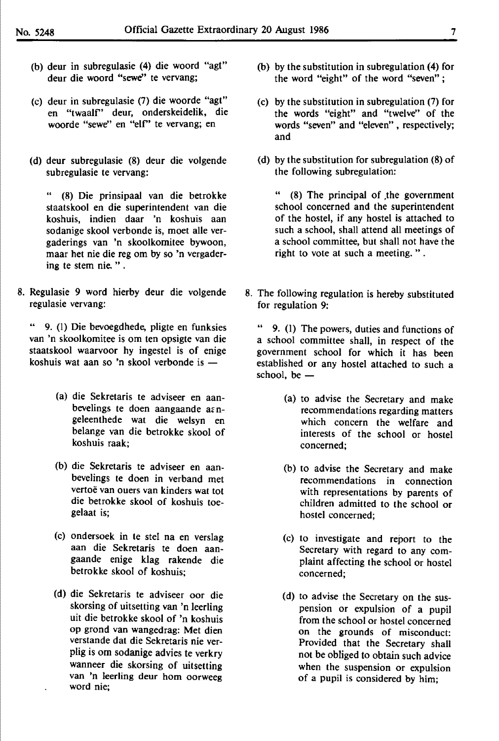(b) deur in subregulasie (4) die woord "agt" deur die woord "sewe" te vervang;

(c) deur in subregulasie (7) die woorde "agt" en "twaalf" deur, onderskeidelik, die woorde "sewe" en "elf" te vervang; en

(d) deur subregulasie (8) deur die volgende subregulasie te vervang:

" (8) Die prinsipaal van die betrokke staatskool en die superintendent van die koshuis, indien daar 'n koshuis aan sodanige skool verbonde is, moet alle vergaderings van 'n skoolkomitee bywoon, maar het nie die reg om by so 'n vergadering te stem nie. ".

8. Regulasie 9 word hierby deur die volgende regulasie vervang:

" 9. (1) Die bevoegdhede, pligte en funksies van 'n skoolkomitee is om ten opsigte van die staatskool waarvoor hy ingestel is of enige koshuis wat aan so 'n skool verbonde is —

(a) die Sekretaris te adviseer en aanbevelings te doen aangaande aangeleenthede wat die welsyn en belange van die betrokke skool of koshuis raak;

(b) die Sekretaris te adviseer en aanbevelings te doen in verband met vertoë van ouers van kinders wat tot die betrokke skool of koshuis toegelaat is;

(c) ondersoek in te stel na en verslag aan die Sekretaris te doen aangaande enige klag rakende die betrokke skool of koshuis;

(d) die Sekretaris te adviseer oor die skorsing of uitsetting van 'n leerling uit die betrokke skool of 'n koshuis op grond van wangedrag: Met dien verstande dat die Sekretaris nie verplig is om sodanige advies te verkry wanneer die skorsing of uitsetting van 'n leerling deur hom oorweeg word nie;

(b) by the substitution in subregulation (4) for the word "eight" of the word "seven";

(c) by the substitution in subregulation (7) for the words "eight" and "twelve" of the words "seven" and "eleven", respectively; and

(d) by the substitution for subregulation (8) of the following subregulation:

" (8) The principal of the government school concerned and the superintendent of the hostel, if any hostel is attached to such a school, shall attend all meetings of a school committee, but shall not have the right to vote at such a meeting. ".

8. The following regulation is hereby substituted for regulation 9:

" 9. (1) The powers, duties and functions of a school committee shall, in respect of the government school for which it has been established or any hostel attached to such a school, be —

(a) to advise the Secretary and make recommendations regarding matters which concern the welfare and interests of the school or hostel concerned;

(b) to advise the Secretary and make recommendations in connection with representations by parents of children admitted to the school or hostel concerned;

(c) to investigate and report to the Secretary with regard to any complaint affecting the school or hostel concerned;

(d) to advise the Secretary on the suspension or expulsion of a pupil from the school or hostel concerned on the grounds of misconduct: Provided that the Secretary shall not be obliged to obtain such advice when the suspension or expulsion of a pupil is considered by him;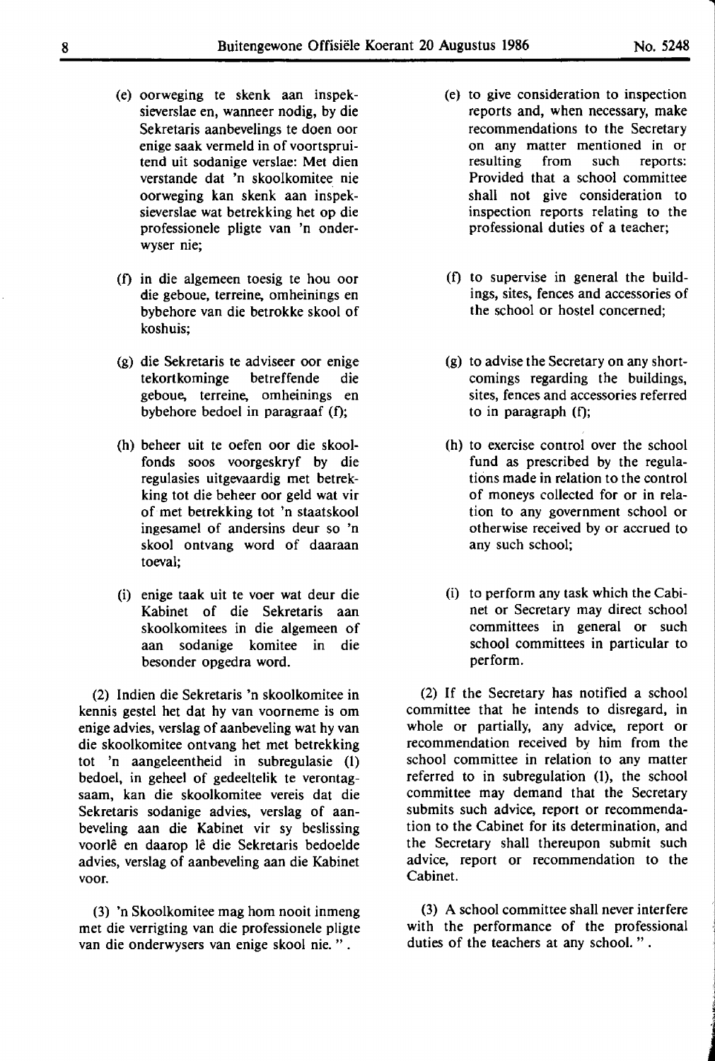(e) oorweging te skenk aan inspeksieverslae en, wanneer nodig, by die Sekretaris aanbevelings te doen oor enige saak vermeld in of voortspruitend uit sodanige verslae: Met dien verstande dat 'n skoolkomitee nie oorweging kan skenk aan inspeksieverslae wat betrekking het op die professionele pligte van 'n onderwyser nie;

(f) in die algemeen toesig te hou oor die geboue, terreine, omheinings en bybehore van die betrokke skool of koshuis;

(g) die Sekretaris te adviseer oor enige tekortkominge betreffende die geboue, terreine, omheinings en bybehore bedoel in paragraaf (f);

(h) beheer uit te oefen oor die skoolfonds soos voorgeskryf by die regulasies uitgevaardig met betrekking tot die beheer oor geld wat vir of met betrekking tot 'n staatskool ingesamel of andersins deur so 'n skool ontvang word of daaraan toeval;

(i) enige taak uit te voer wat deur die Kabinet of die Sekretaris aan skoolkomitees in die algemeen of aan sodanige komitee in die besonder opgedra word.

(2) Indien die Sekretaris 'n skoolkomitee in kennis gestel het dat hy van voorneme is om enige advies, verslag of aanbeveling wat hy van die skoolkomitee ontvang het met betrekking tot 'n aangeleentheid in subregulasie (1) bedoel, in geheel of gedeeltelik te verontagsaam, kan die skoolkomitee vereis dat die Sekretaris sodanige advies, verslag of aanbeveling aan die Kabinet vir sy beslissing voorlê en daarop lê die Sekretaris bedoelde advies, verslag of aanbeveling aan die Kabinet voor.

(3) 'n Skoolkomitee mag hom nooit inmeng met die verrigting van die professionele pligte van die onderwysers van enige skool nie. ".

(e) to give consideration to inspection reports and, when necessary, make recommendations to the Secretary on any matter mentioned in or resulting from such reports: Provided that a school committee shall not give consideration to inspection reports relating to the professional duties of a teacher;

(f) to supervise in general the buildings, sites, fences and accessories of the school or hostel concerned;

(g) to advise the Secretary on any shortcomings regarding the buildings, sites, fences and accessories referred to in paragraph (f);

(h) to exercise control over the school fund as prescribed by the regulations made in relation to the control of moneys collected for or in relation to any government school or otherwise received by or accrued to any such school;

(i) to perform any task which the Cabinet or Secretary may direct school committees in general or such school committees in particular to perform.

(2) If the Secretary has notified a school committee that he intends to disregard, in whole or partially, any advice, report or recommendation received by him from the school committee in relation to any matter referred to in subregulation (1), the school committee may demand that the Secretary submits such advice, report or recommendation to the Cabinet for its determination, and the Secretary shall thereupon submit such advice, report or recommendation to the Cabinet.

(3) A school committee shall never interfere with the performance of the professional duties of the teachers at any school. ".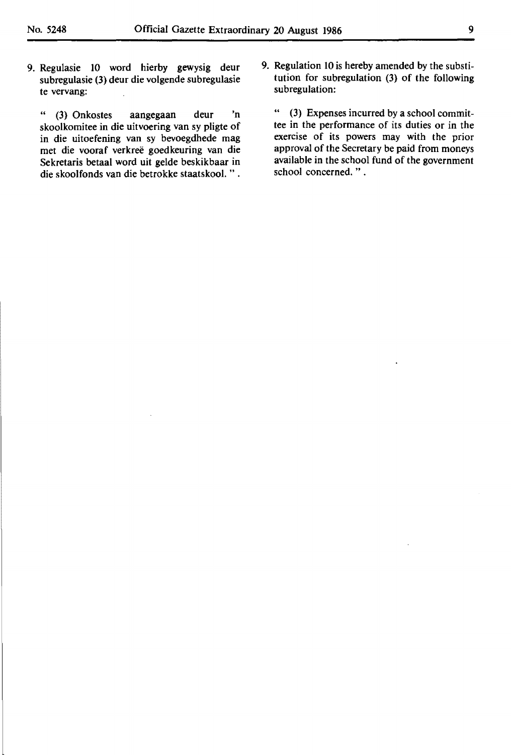9. Regulasie 10 word hierby gewysig deur subregulasie (3) deur die volgende subregulasie te vervang:

" (3) Onkostes aangegaan deur 'n skoolkomitee in die uitvoering van sy pligte of in die uitoefening van sy bevoegdhede mag met die vooraf verkreë goedkeuring van die Sekretaris betaal word uit gelde beskikbaar in die skoolfonds van die betrokke staatskool. ".

9. Regulation 10 is hereby amended by the substitution for subregulation (3) of the following subregulation:

" (3) Expenses incurred by a school committee in the performance of its duties or in the exercise of its powers may with the prior approval of the Secretary be paid from moneys available in the school fund of the government school concerned. ".